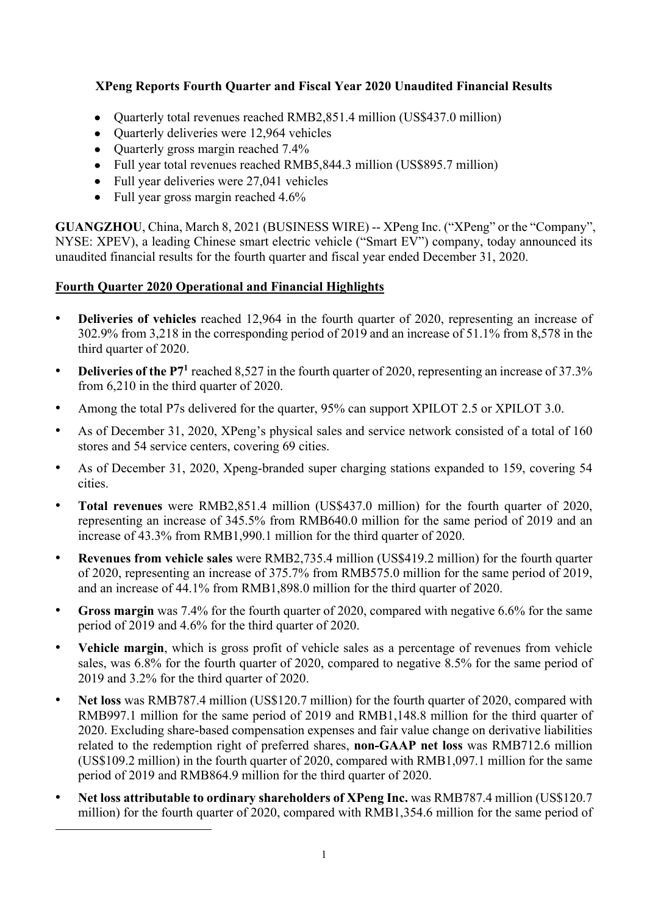**XPeng Reports Fourth Quarter and Fiscal Year 2020 Unaudited Financial Results**

- Quarterly total revenues reached RMB2,851.4 million (US$437.0 million)
- Quarterly deliveries were 12,964 vehicles
- Quarterly gross margin reached 7.4%
- Full year total revenues reached RMB5,844.3 million (US$895.7 million)
- Full year deliveries were 27,041 vehicles
- Full year gross margin reached 4.6%

**GUANGZHOU**, China, March 8, 2021 (BUSINESS WIRE) -- XPeng Inc. ("XPeng" or the "Company", NYSE: XPEV), a leading Chinese smart electric vehicle ("Smart EV") company, today announced its unaudited financial results for the fourth quarter and fiscal year ended December 31, 2020.

**Fourth Quarter 2020 Operational and Financial Highlights**

- **Deliveries of vehicles** reached 12,964 in the fourth quarter of 2020, representing an increase of 302.9% from 3,218 in the corresponding period of 2019 and an increase of 51.1% from 8,578 in the third quarter of 2020.
- **Deliveries of the P7**[1] reached 8,527 in the fourth quarter of 2020, representing an increase of 37.3% from 6,210 in the third quarter of 2020.
- Among the total P7s delivered for the quarter, 95% can support XPILOT 2.5 or XPILOT 3.0.
- As of December 31, 2020, XPeng's physical sales and service network consisted of a total of 160 stores and 54 service centers, covering 69 cities.
- As of December 31, 2020, Xpeng-branded super charging stations expanded to 159, covering 54 cities.
- **Total revenues** were RMB2,851.4 million (US$437.0 million) for the fourth quarter of 2020, representing an increase of 345.5% from RMB640.0 million for the same period of 2019 and an increase of 43.3% from RMB1,990.1 million for the third quarter of 2020.
- **Revenues from vehicle sales** were RMB2,735.4 million (US$419.2 million) for the fourth quarter of 2020, representing an increase of 375.7% from RMB575.0 million for the same period of 2019, and an increase of 44.1% from RMB1,898.0 million for the third quarter of 2020.
- **Gross margin** was 7.4% for the fourth quarter of 2020, compared with negative 6.6% for the same period of 2019 and 4.6% for the third quarter of 2020.
- **Vehicle margin**, which is gross profit of vehicle sales as a percentage of revenues from vehicle sales, was 6.8% for the fourth quarter of 2020, compared to negative 8.5% for the same period of 2019 and 3.2% for the third quarter of 2020.
- **Net loss** was RMB787.4 million (US$120.7 million) for the fourth quarter of 2020, compared with RMB997.1 million for the same period of 2019 and RMB1,148.8 million for the third quarter of 2020. Excluding share-based compensation expenses and fair value change on derivative liabilities related to the redemption right of preferred shares, **non-GAAP net loss** was RMB712.6 million (US$109.2 million) in the fourth quarter of 2020, compared with RMB1,097.1 million for the same period of 2019 and RMB864.9 million for the third quarter of 2020.
- **Net loss attributable to ordinary shareholders of XPeng Inc.** was RMB787.4 million (US$120.7 million) for the fourth quarter of 2020, compared with RMB1,354.6 million for the same period of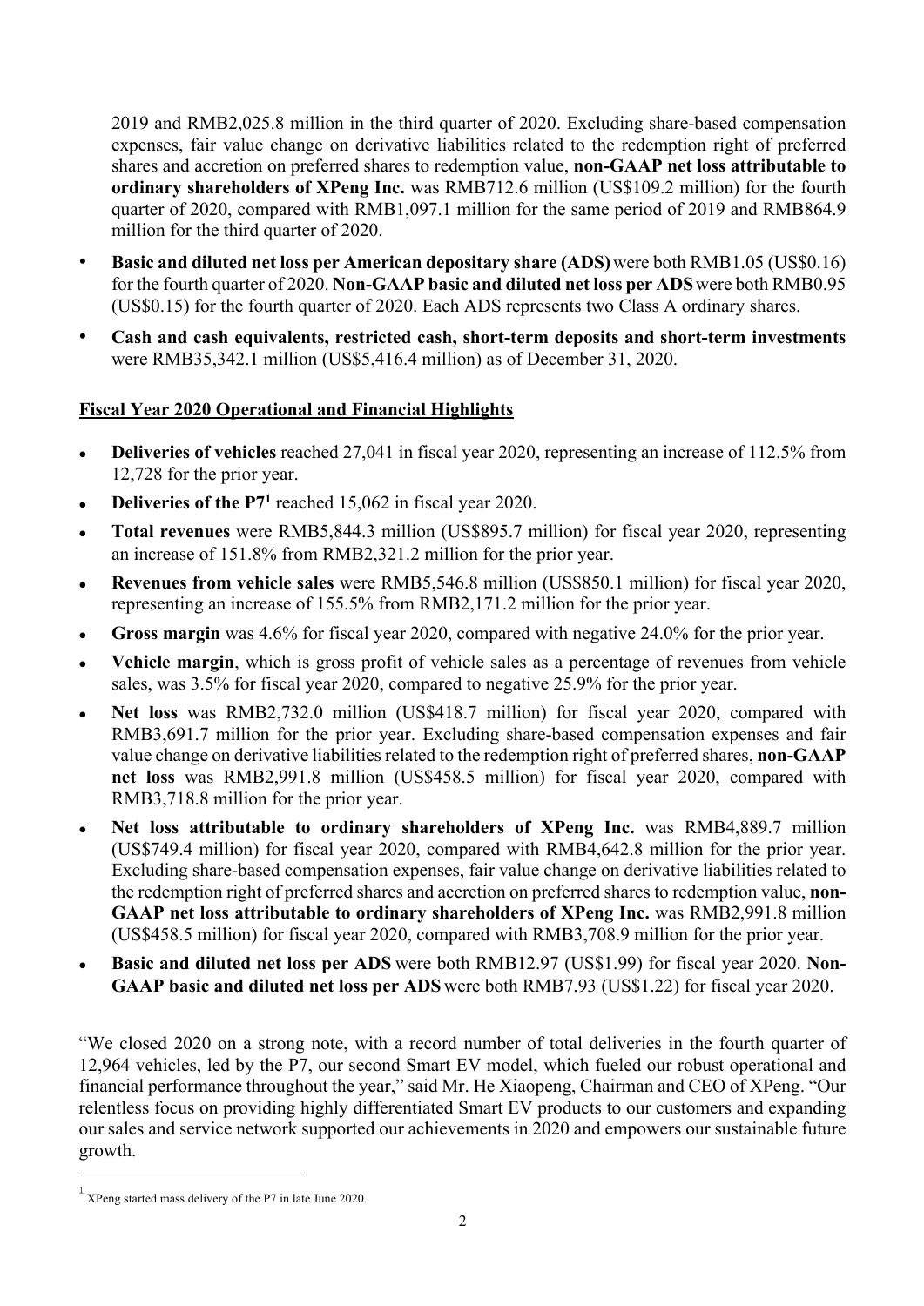2019 and RMB2,025.8 million in the third quarter of 2020. Excluding share-based compensation expenses, fair value change on derivative liabilities related to the redemption right of preferred shares and accretion on preferred shares to redemption value, **non-GAAP net loss attributable to ordinary shareholders of XPeng Inc.** was RMB712.6 million (US$109.2 million) for the fourth quarter of 2020, compared with RMB1,097.1 million for the same period of 2019 and RMB864.9 million for the third quarter of 2020.

- **Basic and diluted net loss per American depositary share (ADS)** were both RMB1.05 (US$0.16) for the fourth quarter of 2020. **Non-GAAP basic and diluted net loss per ADS** were both RMB0.95 (US$0.15) for the fourth quarter of 2020. Each ADS represents two Class A ordinary shares.
- **Cash and cash equivalents, restricted cash, short-term deposits and short-term investments** were RMB35,342.1 million (US$5,416.4 million) as of December 31, 2020.

**Fiscal Year 2020 Operational and Financial Highlights**

- **Deliveries of vehicles** reached 27,041 in fiscal year 2020, representing an increase of 112.5% from 12,728 for the prior year.
- **Deliveries of the P7**[1] reached 15,062 in fiscal year 2020.
- **Total revenues** were RMB5,844.3 million (US$895.7 million) for fiscal year 2020, representing an increase of 151.8% from RMB2,321.2 million for the prior year.
- **Revenues from vehicle sales** were RMB5,546.8 million (US$850.1 million) for fiscal year 2020, representing an increase of 155.5% from RMB2,171.2 million for the prior year.
- **Gross margin** was 4.6% for fiscal year 2020, compared with negative 24.0% for the prior year.
- **Vehicle margin**, which is gross profit of vehicle sales as a percentage of revenues from vehicle sales, was 3.5% for fiscal year 2020, compared to negative 25.9% for the prior year.
- **Net loss** was RMB2,732.0 million (US$418.7 million) for fiscal year 2020, compared with RMB3,691.7 million for the prior year. Excluding share-based compensation expenses and fair value change on derivative liabilities related to the redemption right of preferred shares, **non-GAAP net loss** was RMB2,991.8 million (US$458.5 million) for fiscal year 2020, compared with RMB3,718.8 million for the prior year.
- **Net loss attributable to ordinary shareholders of XPeng Inc.** was RMB4,889.7 million (US$749.4 million) for fiscal year 2020, compared with RMB4,642.8 million for the prior year. Excluding share-based compensation expenses, fair value change on derivative liabilities related to the redemption right of preferred shares and accretion on preferred shares to redemption value, **non-GAAP net loss attributable to ordinary shareholders of XPeng Inc.** was RMB2,991.8 million (US$458.5 million) for fiscal year 2020, compared with RMB3,708.9 million for the prior year.
- **Basic and diluted net loss per ADS** were both RMB12.97 (US$1.99) for fiscal year 2020. **Non-GAAP basic and diluted net loss per ADS** were both RMB7.93 (US$1.22) for fiscal year 2020.

"We closed 2020 on a strong note, with a record number of total deliveries in the fourth quarter of 12,964 vehicles, led by the P7, our second Smart EV model, which fueled our robust operational and financial performance throughout the year," said Mr. He Xiaopeng, Chairman and CEO of XPeng. "Our relentless focus on providing highly differentiated Smart EV products to our customers and expanding our sales and service network supported our achievements in 2020 and empowers our sustainable future growth.

[1] XPeng started mass delivery of the P7 in late June 2020.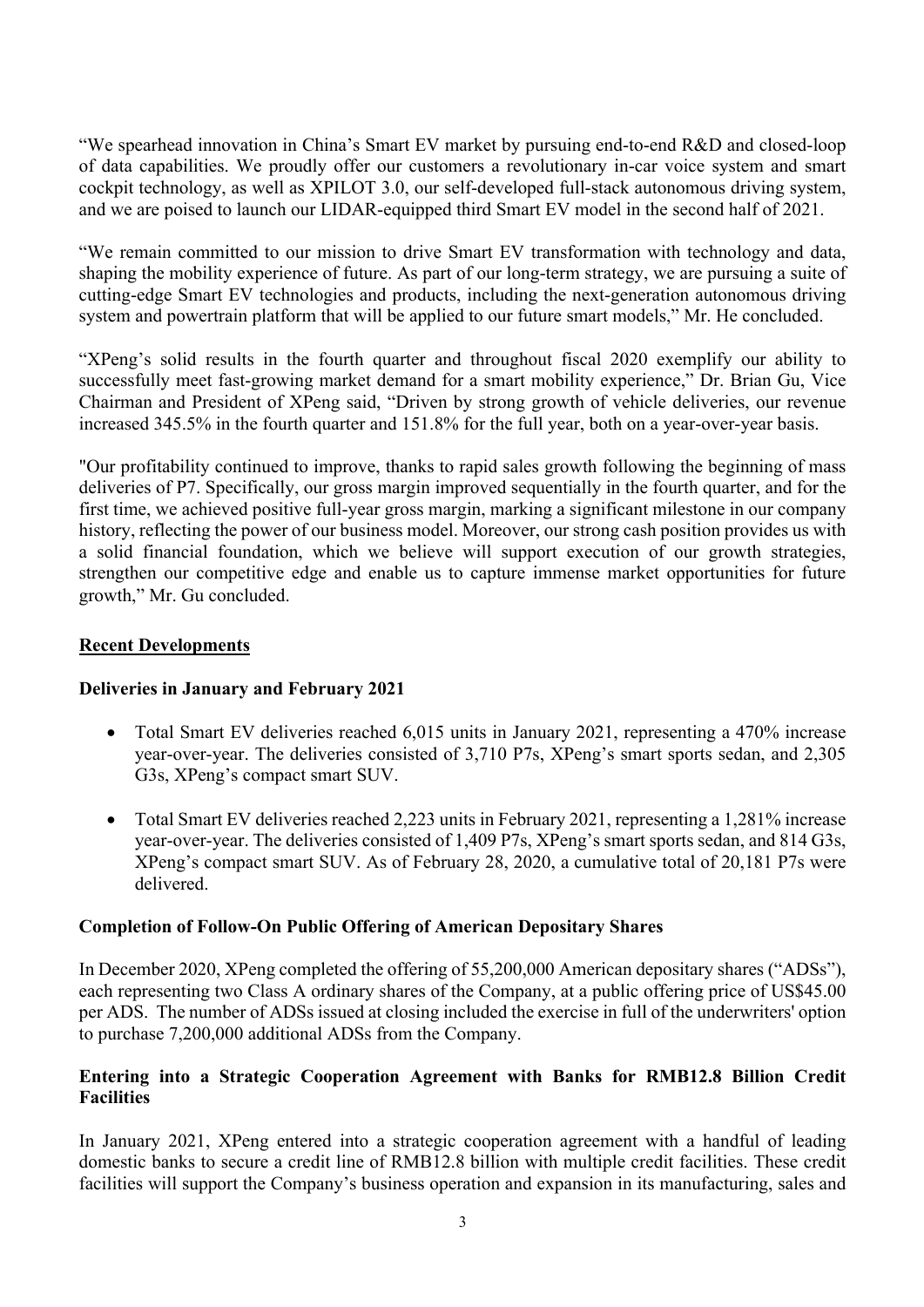"We spearhead innovation in China's Smart EV market by pursuing end-to-end R&D and closed-loop of data capabilities. We proudly offer our customers a revolutionary in-car voice system and smart cockpit technology, as well as XPILOT 3.0, our self-developed full-stack autonomous driving system, and we are poised to launch our LIDAR-equipped third Smart EV model in the second half of 2021.

"We remain committed to our mission to drive Smart EV transformation with technology and data, shaping the mobility experience of future. As part of our long-term strategy, we are pursuing a suite of cutting-edge Smart EV technologies and products, including the next-generation autonomous driving system and powertrain platform that will be applied to our future smart models," Mr. He concluded.

"XPeng's solid results in the fourth quarter and throughout fiscal 2020 exemplify our ability to successfully meet fast-growing market demand for a smart mobility experience," Dr. Brian Gu, Vice Chairman and President of XPeng said, "Driven by strong growth of vehicle deliveries, our revenue increased 345.5% in the fourth quarter and 151.8% for the full year, both on a year-over-year basis.

"Our profitability continued to improve, thanks to rapid sales growth following the beginning of mass deliveries of P7. Specifically, our gross margin improved sequentially in the fourth quarter, and for the first time, we achieved positive full-year gross margin, marking a significant milestone in our company history, reflecting the power of our business model. Moreover, our strong cash position provides us with a solid financial foundation, which we believe will support execution of our growth strategies, strengthen our competitive edge and enable us to capture immense market opportunities for future growth," Mr. Gu concluded.

## Recent Developments

### Deliveries in January and February 2021

- Total Smart EV deliveries reached 6,015 units in January 2021, representing a 470% increase year-over-year. The deliveries consisted of 3,710 P7s, XPeng's smart sports sedan, and 2,305 G3s, XPeng's compact smart SUV.

- Total Smart EV deliveries reached 2,223 units in February 2021, representing a 1,281% increase year-over-year. The deliveries consisted of 1,409 P7s, XPeng's smart sports sedan, and 814 G3s, XPeng's compact smart SUV. As of February 28, 2020, a cumulative total of 20,181 P7s were delivered.

### Completion of Follow-On Public Offering of American Depositary Shares

In December 2020, XPeng completed the offering of 55,200,000 American depositary shares ("ADSs"), each representing two Class A ordinary shares of the Company, at a public offering price of US$45.00 per ADS. The number of ADSs issued at closing included the exercise in full of the underwriters' option to purchase 7,200,000 additional ADSs from the Company.

### Entering into a Strategic Cooperation Agreement with Banks for RMB12.8 Billion Credit Facilities

In January 2021, XPeng entered into a strategic cooperation agreement with a handful of leading domestic banks to secure a credit line of RMB12.8 billion with multiple credit facilities. These credit facilities will support the Company's business operation and expansion in its manufacturing, sales and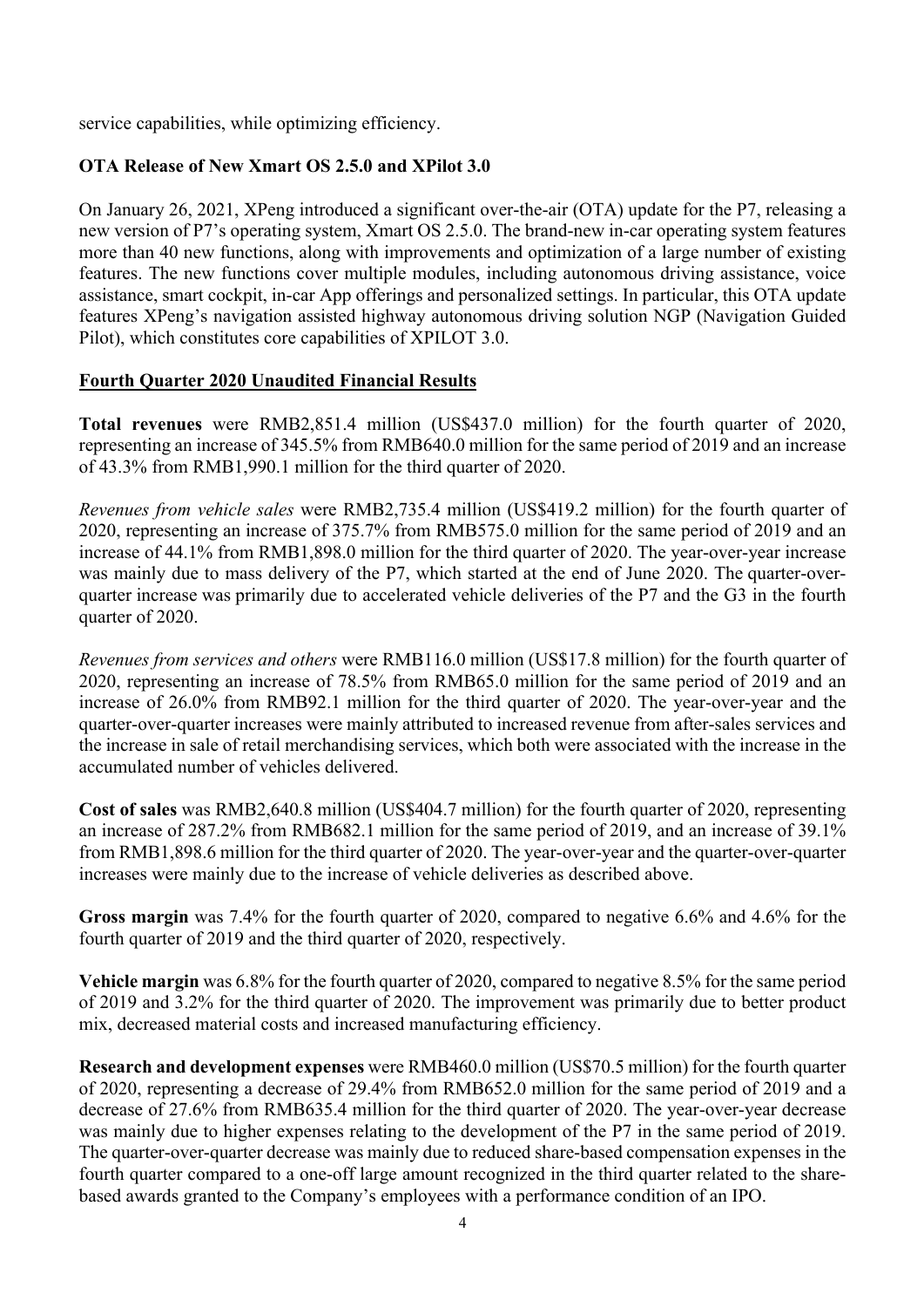service capabilities, while optimizing efficiency.

**OTA Release of New Xmart OS 2.5.0 and XPilot 3.0**

On January 26, 2021, XPeng introduced a significant over-the-air (OTA) update for the P7, releasing a new version of P7's operating system, Xmart OS 2.5.0. The brand-new in-car operating system features more than 40 new functions, along with improvements and optimization of a large number of existing features. The new functions cover multiple modules, including autonomous driving assistance, voice assistance, smart cockpit, in-car App offerings and personalized settings. In particular, this OTA update features XPeng's navigation assisted highway autonomous driving solution NGP (Navigation Guided Pilot), which constitutes core capabilities of XPILOT 3.0.

**Fourth Quarter 2020 Unaudited Financial Results**

**Total revenues** were RMB2,851.4 million (US$437.0 million) for the fourth quarter of 2020, representing an increase of 345.5% from RMB640.0 million for the same period of 2019 and an increase of 43.3% from RMB1,990.1 million for the third quarter of 2020.

*Revenues from vehicle sales* were RMB2,735.4 million (US$419.2 million) for the fourth quarter of 2020, representing an increase of 375.7% from RMB575.0 million for the same period of 2019 and an increase of 44.1% from RMB1,898.0 million for the third quarter of 2020. The year-over-year increase was mainly due to mass delivery of the P7, which started at the end of June 2020. The quarter-over-quarter increase was primarily due to accelerated vehicle deliveries of the P7 and the G3 in the fourth quarter of 2020.

*Revenues from services and others* were RMB116.0 million (US$17.8 million) for the fourth quarter of 2020, representing an increase of 78.5% from RMB65.0 million for the same period of 2019 and an increase of 26.0% from RMB92.1 million for the third quarter of 2020. The year-over-year and the quarter-over-quarter increases were mainly attributed to increased revenue from after-sales services and the increase in sale of retail merchandising services, which both were associated with the increase in the accumulated number of vehicles delivered.

**Cost of sales** was RMB2,640.8 million (US$404.7 million) for the fourth quarter of 2020, representing an increase of 287.2% from RMB682.1 million for the same period of 2019, and an increase of 39.1% from RMB1,898.6 million for the third quarter of 2020. The year-over-year and the quarter-over-quarter increases were mainly due to the increase of vehicle deliveries as described above.

**Gross margin** was 7.4% for the fourth quarter of 2020, compared to negative 6.6% and 4.6% for the fourth quarter of 2019 and the third quarter of 2020, respectively.

**Vehicle margin** was 6.8% for the fourth quarter of 2020, compared to negative 8.5% for the same period of 2019 and 3.2% for the third quarter of 2020. The improvement was primarily due to better product mix, decreased material costs and increased manufacturing efficiency.

**Research and development expenses** were RMB460.0 million (US$70.5 million) for the fourth quarter of 2020, representing a decrease of 29.4% from RMB652.0 million for the same period of 2019 and a decrease of 27.6% from RMB635.4 million for the third quarter of 2020. The year-over-year decrease was mainly due to higher expenses relating to the development of the P7 in the same period of 2019. The quarter-over-quarter decrease was mainly due to reduced share-based compensation expenses in the fourth quarter compared to a one-off large amount recognized in the third quarter related to the share-based awards granted to the Company's employees with a performance condition of an IPO.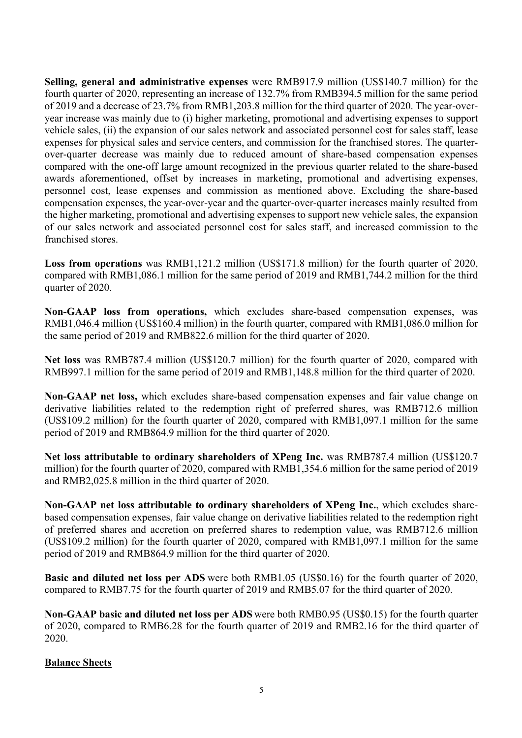**Selling, general and administrative expenses** were RMB917.9 million (US$140.7 million) for the fourth quarter of 2020, representing an increase of 132.7% from RMB394.5 million for the same period of 2019 and a decrease of 23.7% from RMB1,203.8 million for the third quarter of 2020. The year-over-year increase was mainly due to (i) higher marketing, promotional and advertising expenses to support vehicle sales, (ii) the expansion of our sales network and associated personnel cost for sales staff, lease expenses for physical sales and service centers, and commission for the franchised stores. The quarter-over-quarter decrease was mainly due to reduced amount of share-based compensation expenses compared with the one-off large amount recognized in the previous quarter related to the share-based awards aforementioned, offset by increases in marketing, promotional and advertising expenses, personnel cost, lease expenses and commission as mentioned above. Excluding the share-based compensation expenses, the year-over-year and the quarter-over-quarter increases mainly resulted from the higher marketing, promotional and advertising expenses to support new vehicle sales, the expansion of our sales network and associated personnel cost for sales staff, and increased commission to the franchised stores.

**Loss from operations** was RMB1,121.2 million (US$171.8 million) for the fourth quarter of 2020, compared with RMB1,086.1 million for the same period of 2019 and RMB1,744.2 million for the third quarter of 2020.

**Non-GAAP loss from operations,** which excludes share-based compensation expenses, was RMB1,046.4 million (US$160.4 million) in the fourth quarter, compared with RMB1,086.0 million for the same period of 2019 and RMB822.6 million for the third quarter of 2020.

**Net loss** was RMB787.4 million (US$120.7 million) for the fourth quarter of 2020, compared with RMB997.1 million for the same period of 2019 and RMB1,148.8 million for the third quarter of 2020.

**Non-GAAP net loss,** which excludes share-based compensation expenses and fair value change on derivative liabilities related to the redemption right of preferred shares, was RMB712.6 million (US$109.2 million) for the fourth quarter of 2020, compared with RMB1,097.1 million for the same period of 2019 and RMB864.9 million for the third quarter of 2020.

**Net loss attributable to ordinary shareholders of XPeng Inc.** was RMB787.4 million (US$120.7 million) for the fourth quarter of 2020, compared with RMB1,354.6 million for the same period of 2019 and RMB2,025.8 million in the third quarter of 2020.

**Non-GAAP net loss attributable to ordinary shareholders of XPeng Inc.**, which excludes share-based compensation expenses, fair value change on derivative liabilities related to the redemption right of preferred shares and accretion on preferred shares to redemption value, was RMB712.6 million (US$109.2 million) for the fourth quarter of 2020, compared with RMB1,097.1 million for the same period of 2019 and RMB864.9 million for the third quarter of 2020.

**Basic and diluted net loss per ADS** were both RMB1.05 (US$0.16) for the fourth quarter of 2020, compared to RMB7.75 for the fourth quarter of 2019 and RMB5.07 for the third quarter of 2020.

**Non-GAAP basic and diluted net loss per ADS** were both RMB0.95 (US$0.15) for the fourth quarter of 2020, compared to RMB6.28 for the fourth quarter of 2019 and RMB2.16 for the third quarter of 2020.

**Balance Sheets**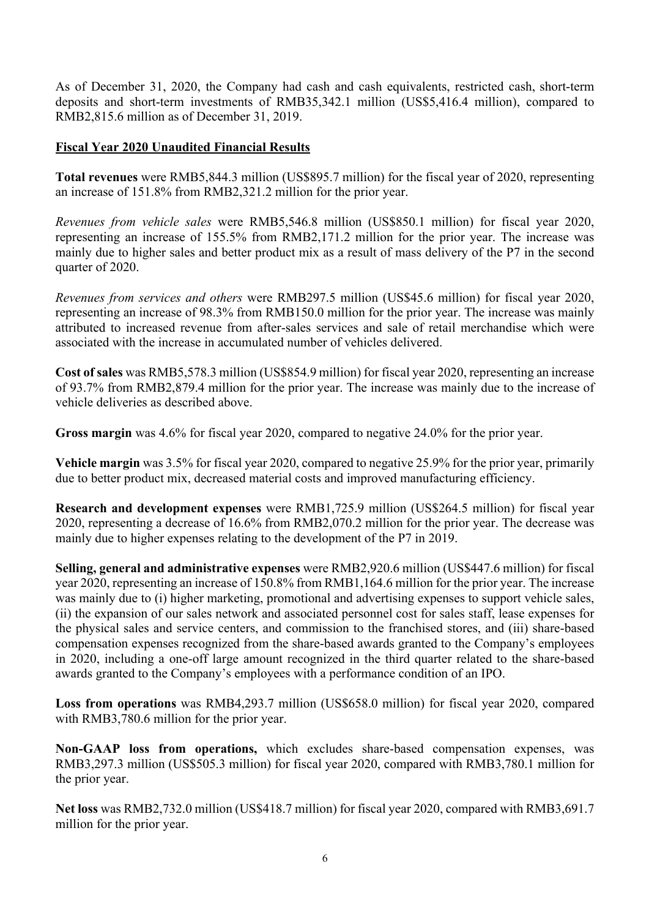As of December 31, 2020, the Company had cash and cash equivalents, restricted cash, short-term deposits and short-term investments of RMB35,342.1 million (US$5,416.4 million), compared to RMB2,815.6 million as of December 31, 2019.

## Fiscal Year 2020 Unaudited Financial Results

**Total revenues** were RMB5,844.3 million (US$895.7 million) for the fiscal year of 2020, representing an increase of 151.8% from RMB2,321.2 million for the prior year.

*Revenues from vehicle sales* were RMB5,546.8 million (US$850.1 million) for fiscal year 2020, representing an increase of 155.5% from RMB2,171.2 million for the prior year. The increase was mainly due to higher sales and better product mix as a result of mass delivery of the P7 in the second quarter of 2020.

*Revenues from services and others* were RMB297.5 million (US$45.6 million) for fiscal year 2020, representing an increase of 98.3% from RMB150.0 million for the prior year. The increase was mainly attributed to increased revenue from after-sales services and sale of retail merchandise which were associated with the increase in accumulated number of vehicles delivered.

**Cost of sales** was RMB5,578.3 million (US$854.9 million) for fiscal year 2020, representing an increase of 93.7% from RMB2,879.4 million for the prior year. The increase was mainly due to the increase of vehicle deliveries as described above.

**Gross margin** was 4.6% for fiscal year 2020, compared to negative 24.0% for the prior year.

**Vehicle margin** was 3.5% for fiscal year 2020, compared to negative 25.9% for the prior year, primarily due to better product mix, decreased material costs and improved manufacturing efficiency.

**Research and development expenses** were RMB1,725.9 million (US$264.5 million) for fiscal year 2020, representing a decrease of 16.6% from RMB2,070.2 million for the prior year. The decrease was mainly due to higher expenses relating to the development of the P7 in 2019.

**Selling, general and administrative expenses** were RMB2,920.6 million (US$447.6 million) for fiscal year 2020, representing an increase of 150.8% from RMB1,164.6 million for the prior year. The increase was mainly due to (i) higher marketing, promotional and advertising expenses to support vehicle sales, (ii) the expansion of our sales network and associated personnel cost for sales staff, lease expenses for the physical sales and service centers, and commission to the franchised stores, and (iii) share-based compensation expenses recognized from the share-based awards granted to the Company's employees in 2020, including a one-off large amount recognized in the third quarter related to the share-based awards granted to the Company's employees with a performance condition of an IPO.

**Loss from operations** was RMB4,293.7 million (US$658.0 million) for fiscal year 2020, compared with RMB3,780.6 million for the prior year.

**Non-GAAP loss from operations,** which excludes share-based compensation expenses, was RMB3,297.3 million (US$505.3 million) for fiscal year 2020, compared with RMB3,780.1 million for the prior year.

**Net loss** was RMB2,732.0 million (US$418.7 million) for fiscal year 2020, compared with RMB3,691.7 million for the prior year.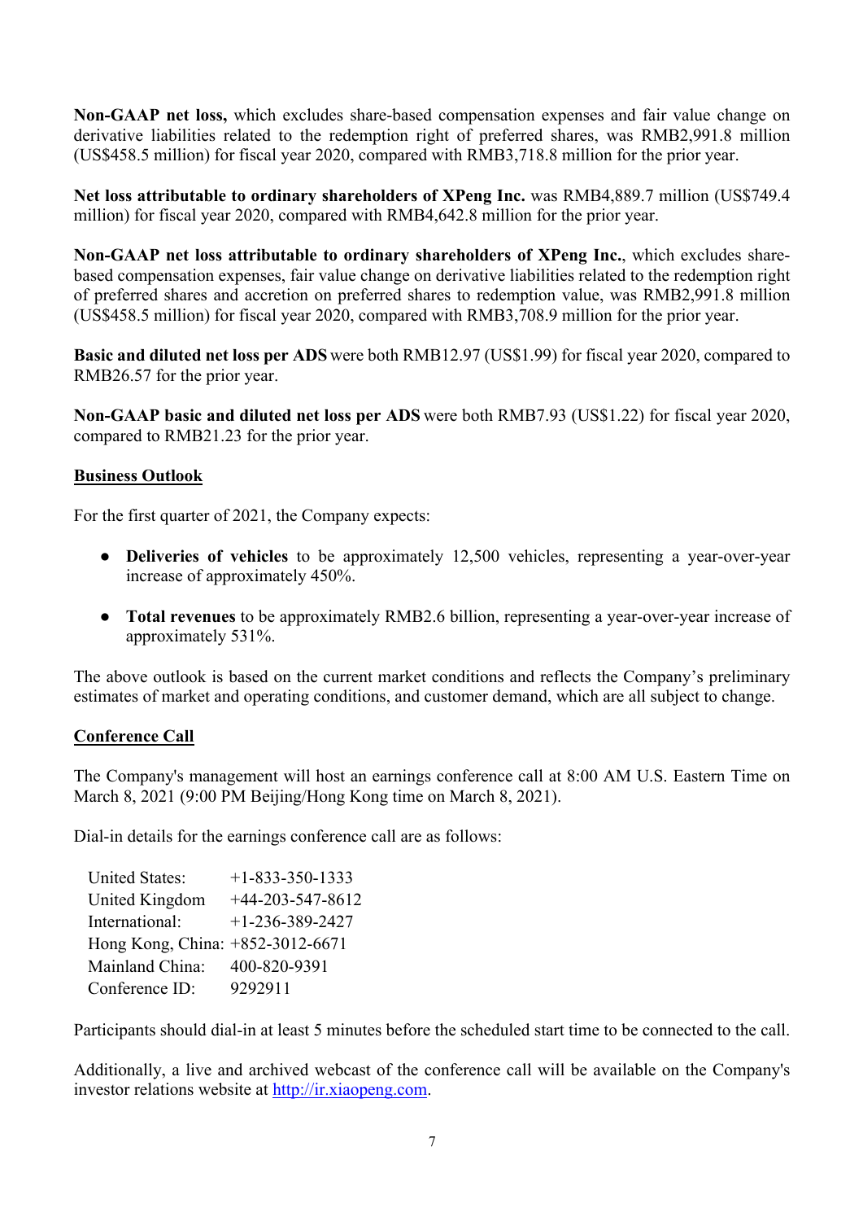**Non-GAAP net loss,** which excludes share-based compensation expenses and fair value change on derivative liabilities related to the redemption right of preferred shares, was RMB2,991.8 million (US$458.5 million) for fiscal year 2020, compared with RMB3,718.8 million for the prior year.

**Net loss attributable to ordinary shareholders of XPeng Inc.** was RMB4,889.7 million (US$749.4 million) for fiscal year 2020, compared with RMB4,642.8 million for the prior year.

**Non-GAAP net loss attributable to ordinary shareholders of XPeng Inc.**, which excludes share-based compensation expenses, fair value change on derivative liabilities related to the redemption right of preferred shares and accretion on preferred shares to redemption value, was RMB2,991.8 million (US$458.5 million) for fiscal year 2020, compared with RMB3,708.9 million for the prior year.

**Basic and diluted net loss per ADS** were both RMB12.97 (US$1.99) for fiscal year 2020, compared to RMB26.57 for the prior year.

**Non-GAAP basic and diluted net loss per ADS** were both RMB7.93 (US$1.22) for fiscal year 2020, compared to RMB21.23 for the prior year.

## Business Outlook

For the first quarter of 2021, the Company expects:

- **Deliveries of vehicles** to be approximately 12,500 vehicles, representing a year-over-year increase of approximately 450%.
- **Total revenues** to be approximately RMB2.6 billion, representing a year-over-year increase of approximately 531%.

The above outlook is based on the current market conditions and reflects the Company's preliminary estimates of market and operating conditions, and customer demand, which are all subject to change.

## Conference Call

The Company's management will host an earnings conference call at 8:00 AM U.S. Eastern Time on March 8, 2021 (9:00 PM Beijing/Hong Kong time on March 8, 2021).

Dial-in details for the earnings conference call are as follows:

| | |
|---|---|
| United States: | +1-833-350-1333 |
| United Kingdom | +44-203-547-8612 |
| International: | +1-236-389-2427 |
| Hong Kong, China: | +852-3012-6671 |
| Mainland China: | 400-820-9391 |
| Conference ID: | 9292911 |

Participants should dial-in at least 5 minutes before the scheduled start time to be connected to the call.

Additionally, a live and archived webcast of the conference call will be available on the Company's investor relations website at http://ir.xiaopeng.com.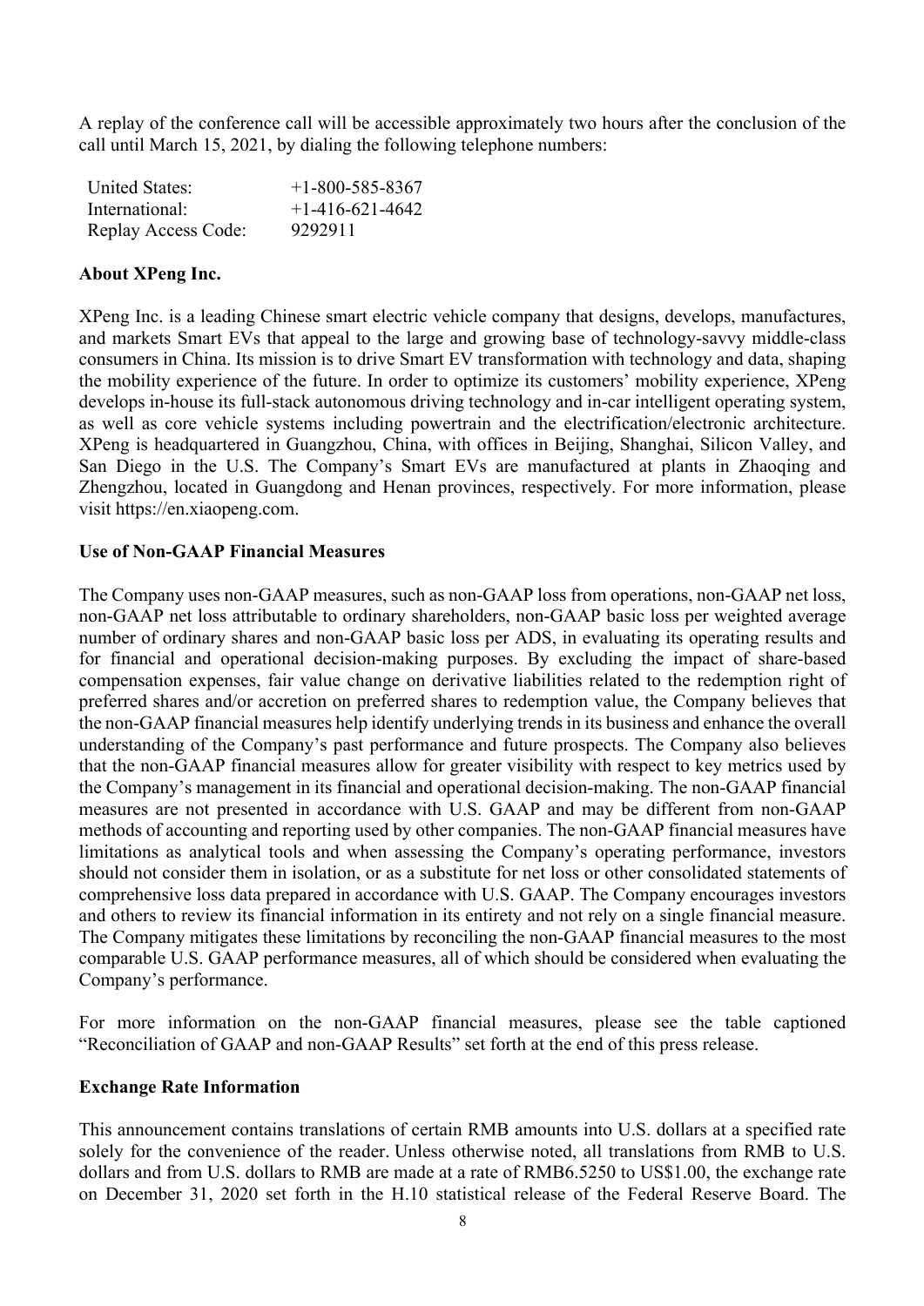A replay of the conference call will be accessible approximately two hours after the conclusion of the call until March 15, 2021, by dialing the following telephone numbers:

| | |
|---|---|
| United States: | +1-800-585-8367 |
| International: | +1-416-621-4642 |
| Replay Access Code: | 9292911 |

**About XPeng Inc.**

XPeng Inc. is a leading Chinese smart electric vehicle company that designs, develops, manufactures, and markets Smart EVs that appeal to the large and growing base of technology-savvy middle-class consumers in China. Its mission is to drive Smart EV transformation with technology and data, shaping the mobility experience of the future. In order to optimize its customers' mobility experience, XPeng develops in-house its full-stack autonomous driving technology and in-car intelligent operating system, as well as core vehicle systems including powertrain and the electrification/electronic architecture. XPeng is headquartered in Guangzhou, China, with offices in Beijing, Shanghai, Silicon Valley, and San Diego in the U.S. The Company's Smart EVs are manufactured at plants in Zhaoqing and Zhengzhou, located in Guangdong and Henan provinces, respectively. For more information, please visit https://en.xiaopeng.com.

**Use of Non-GAAP Financial Measures**

The Company uses non-GAAP measures, such as non-GAAP loss from operations, non-GAAP net loss, non-GAAP net loss attributable to ordinary shareholders, non-GAAP basic loss per weighted average number of ordinary shares and non-GAAP basic loss per ADS, in evaluating its operating results and for financial and operational decision-making purposes. By excluding the impact of share-based compensation expenses, fair value change on derivative liabilities related to the redemption right of preferred shares and/or accretion on preferred shares to redemption value, the Company believes that the non-GAAP financial measures help identify underlying trends in its business and enhance the overall understanding of the Company's past performance and future prospects. The Company also believes that the non-GAAP financial measures allow for greater visibility with respect to key metrics used by the Company's management in its financial and operational decision-making. The non-GAAP financial measures are not presented in accordance with U.S. GAAP and may be different from non-GAAP methods of accounting and reporting used by other companies. The non-GAAP financial measures have limitations as analytical tools and when assessing the Company's operating performance, investors should not consider them in isolation, or as a substitute for net loss or other consolidated statements of comprehensive loss data prepared in accordance with U.S. GAAP. The Company encourages investors and others to review its financial information in its entirety and not rely on a single financial measure. The Company mitigates these limitations by reconciling the non-GAAP financial measures to the most comparable U.S. GAAP performance measures, all of which should be considered when evaluating the Company's performance.

For more information on the non-GAAP financial measures, please see the table captioned "Reconciliation of GAAP and non-GAAP Results" set forth at the end of this press release.

**Exchange Rate Information**

This announcement contains translations of certain RMB amounts into U.S. dollars at a specified rate solely for the convenience of the reader. Unless otherwise noted, all translations from RMB to U.S. dollars and from U.S. dollars to RMB are made at a rate of RMB6.5250 to US$1.00, the exchange rate on December 31, 2020 set forth in the H.10 statistical release of the Federal Reserve Board. The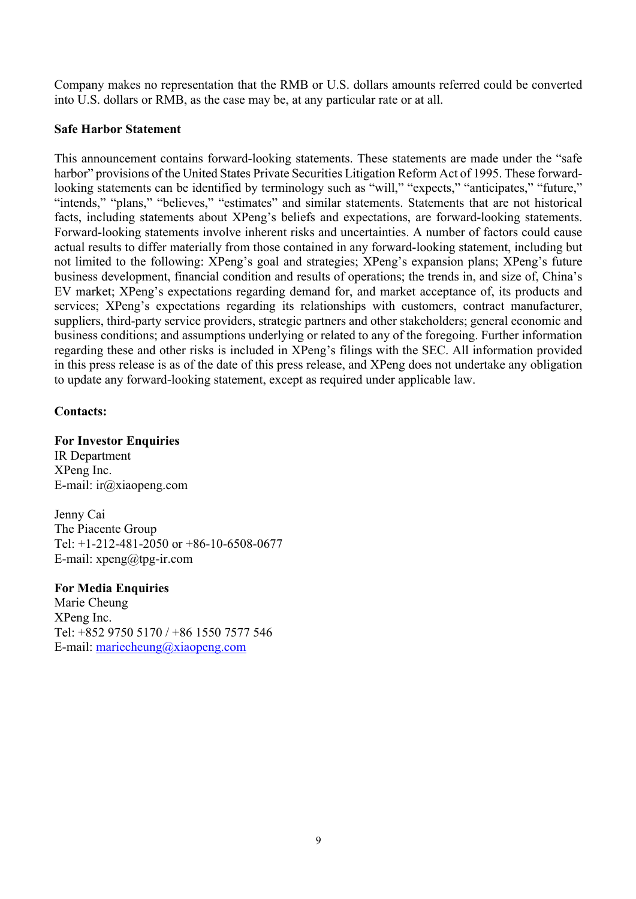Company makes no representation that the RMB or U.S. dollars amounts referred could be converted into U.S. dollars or RMB, as the case may be, at any particular rate or at all.

**Safe Harbor Statement**

This announcement contains forward-looking statements. These statements are made under the "safe harbor" provisions of the United States Private Securities Litigation Reform Act of 1995. These forward-looking statements can be identified by terminology such as "will," "expects," "anticipates," "future," "intends," "plans," "believes," "estimates" and similar statements. Statements that are not historical facts, including statements about XPeng's beliefs and expectations, are forward-looking statements. Forward-looking statements involve inherent risks and uncertainties. A number of factors could cause actual results to differ materially from those contained in any forward-looking statement, including but not limited to the following: XPeng's goal and strategies; XPeng's expansion plans; XPeng's future business development, financial condition and results of operations; the trends in, and size of, China's EV market; XPeng's expectations regarding demand for, and market acceptance of, its products and services; XPeng's expectations regarding its relationships with customers, contract manufacturer, suppliers, third-party service providers, strategic partners and other stakeholders; general economic and business conditions; and assumptions underlying or related to any of the foregoing. Further information regarding these and other risks is included in XPeng's filings with the SEC. All information provided in this press release is as of the date of this press release, and XPeng does not undertake any obligation to update any forward-looking statement, except as required under applicable law.

**Contacts:**

**For Investor Enquiries**
IR Department
XPeng Inc.
E-mail: ir@xiaopeng.com

Jenny Cai
The Piacente Group
Tel: +1-212-481-2050 or +86-10-6508-0677
E-mail: xpeng@tpg-ir.com

**For Media Enquiries**
Marie Cheung
XPeng Inc.
Tel: +852 9750 5170 / +86 1550 7577 546
E-mail: mariecheung@xiaopeng.com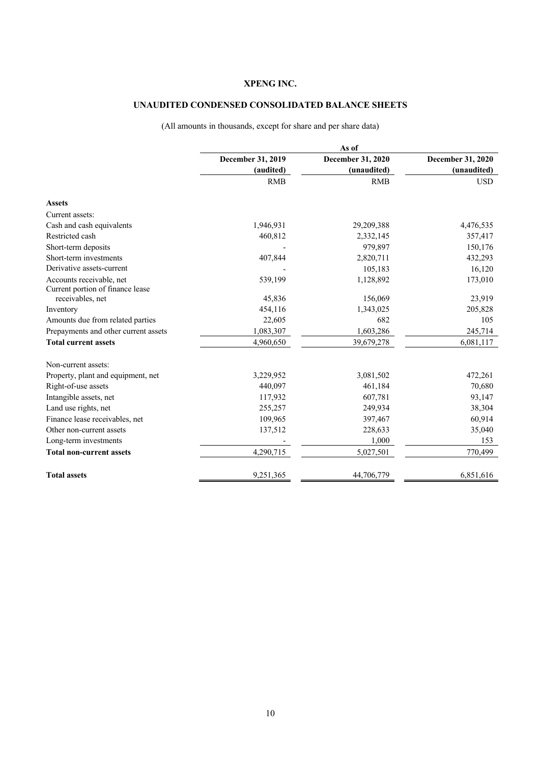# XPENG INC.

## UNAUDITED CONDENSED CONSOLIDATED BALANCE SHEETS

(All amounts in thousands, except for share and per share data)

| | As of | | |
|---|---|---|---|
| | December 31, 2019 (audited) | December 31, 2020 (unaudited) | December 31, 2020 (unaudited) |
| | RMB | RMB | USD |
| **Assets** | | | |
| Current assets: | | | |
| Cash and cash equivalents | 1,946,931 | 29,209,388 | 4,476,535 |
| Restricted cash | 460,812 | 2,332,145 | 357,417 |
| Short-term deposits | - | 979,897 | 150,176 |
| Short-term investments | 407,844 | 2,820,711 | 432,293 |
| Derivative assets-current | - | 105,183 | 16,120 |
| Accounts receivable, net | 539,199 | 1,128,892 | 173,010 |
| Current portion of finance lease receivables, net | 45,836 | 156,069 | 23,919 |
| Inventory | 454,116 | 1,343,025 | 205,828 |
| Amounts due from related parties | 22,605 | 682 | 105 |
| Prepayments and other current assets | 1,083,307 | 1,603,286 | 245,714 |
| **Total current assets** | 4,960,650 | 39,679,278 | 6,081,117 |
| Non-current assets: | | | |
| Property, plant and equipment, net | 3,229,952 | 3,081,502 | 472,261 |
| Right-of-use assets | 440,097 | 461,184 | 70,680 |
| Intangible assets, net | 117,932 | 607,781 | 93,147 |
| Land use rights, net | 255,257 | 249,934 | 38,304 |
| Finance lease receivables, net | 109,965 | 397,467 | 60,914 |
| Other non-current assets | 137,512 | 228,633 | 35,040 |
| Long-term investments | - | 1,000 | 153 |
| **Total non-current assets** | 4,290,715 | 5,027,501 | 770,499 |
| **Total assets** | 9,251,365 | 44,706,779 | 6,851,616 |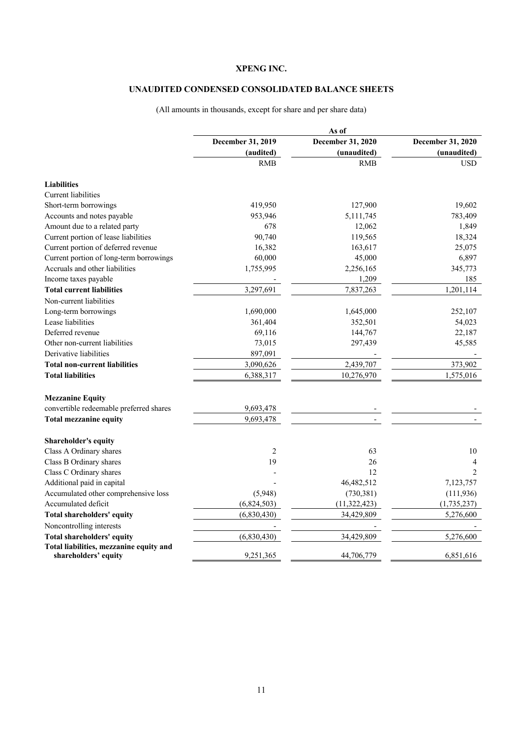# XPENG INC.

## UNAUDITED CONDENSED CONSOLIDATED BALANCE SHEETS

(All amounts in thousands, except for share and per share data)

| | As of | | |
|---|---|---|---|
| | December 31, 2019 (audited) | December 31, 2020 (unaudited) | December 31, 2020 (unaudited) |
| | RMB | RMB | USD |
| **Liabilities** | | | |
| Current liabilities | | | |
| Short-term borrowings | 419,950 | 127,900 | 19,602 |
| Accounts and notes payable | 953,946 | 5,111,745 | 783,409 |
| Amount due to a related party | 678 | 12,062 | 1,849 |
| Current portion of lease liabilities | 90,740 | 119,565 | 18,324 |
| Current portion of deferred revenue | 16,382 | 163,617 | 25,075 |
| Current portion of long-term borrowings | 60,000 | 45,000 | 6,897 |
| Accruals and other liabilities | 1,755,995 | 2,256,165 | 345,773 |
| Income taxes payable | - | 1,209 | 185 |
| **Total current liabilities** | 3,297,691 | 7,837,263 | 1,201,114 |
| Non-current liabilities | | | |
| Long-term borrowings | 1,690,000 | 1,645,000 | 252,107 |
| Lease liabilities | 361,404 | 352,501 | 54,023 |
| Deferred revenue | 69,116 | 144,767 | 22,187 |
| Other non-current liabilities | 73,015 | 297,439 | 45,585 |
| Derivative liabilities | 897,091 | - | - |
| **Total non-current liabilities** | 3,090,626 | 2,439,707 | 373,902 |
| **Total liabilities** | 6,388,317 | 10,276,970 | 1,575,016 |
| | | | |
| **Mezzanine Equity** | | | |
| convertible redeemable preferred shares | 9,693,478 | - | - |
| **Total mezzanine equity** | 9,693,478 | - | - |
| | | | |
| **Shareholder's equity** | | | |
| Class A Ordinary shares | 2 | 63 | 10 |
| Class B Ordinary shares | 19 | 26 | 4 |
| Class C Ordinary shares | - | 12 | 2 |
| Additional paid in capital | - | 46,482,512 | 7,123,757 |
| Accumulated other comprehensive loss | (5,948) | (730,381) | (111,936) |
| Accumulated deficit | (6,824,503) | (11,322,423) | (1,735,237) |
| **Total shareholders' equity** | (6,830,430) | 34,429,809 | 5,276,600 |
| Noncontrolling interests | - | - | - |
| **Total shareholders' equity** | (6,830,430) | 34,429,809 | 5,276,600 |
| **Total liabilities, mezzanine equity and shareholders' equity** | 9,251,365 | 44,706,779 | 6,851,616 |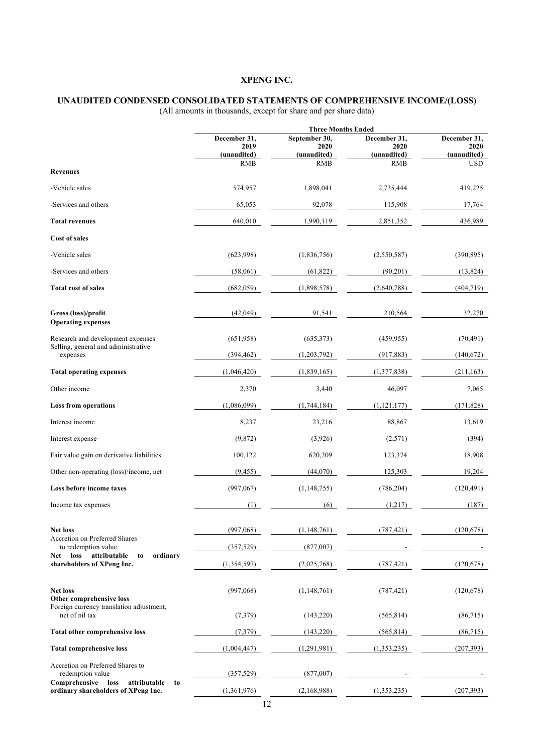# XPENG INC.

## UNAUDITED CONDENSED CONSOLIDATED STATEMENTS OF COMPREHENSIVE INCOME/(LOSS)

(All amounts in thousands, except for share and per share data)

| | Three Months Ended | | | |
|---|---|---|---|---|
| | December 31, 2019 (unaudited) | September 30, 2020 (unaudited) | December 31, 2020 (unaudited) | December 31, 2020 (unaudited) |
| | RMB | RMB | RMB | USD |
| **Revenues** | | | | |
| -Vehicle sales | 574,957 | 1,898,041 | 2,735,444 | 419,225 |
| -Services and others | 65,053 | 92,078 | 115,908 | 17,764 |
| **Total revenues** | 640,010 | 1,990,119 | 2,851,352 | 436,989 |
| **Cost of sales** | | | | |
| -Vehicle sales | (623,998) | (1,836,756) | (2,550,587) | (390,895) |
| -Services and others | (58,061) | (61,822) | (90,201) | (13,824) |
| **Total cost of sales** | (682,059) | (1,898,578) | (2,640,788) | (404,719) |
| **Gross (loss)/profit** | (42,049) | 91,541 | 210,564 | 32,270 |
| **Operating expenses** | | | | |
| Research and development expenses | (651,958) | (635,373) | (459,955) | (70,491) |
| Selling, general and administrative expenses | (394,462) | (1,203,792) | (917,883) | (140,672) |
| **Total operating expenses** | (1,046,420) | (1,839,165) | (1,377,838) | (211,163) |
| Other income | 2,370 | 3,440 | 46,097 | 7,065 |
| **Loss from operations** | (1,086,099) | (1,744,184) | (1,121,177) | (171,828) |
| Interest income | 8,237 | 23,216 | 88,867 | 13,619 |
| Interest expense | (9,872) | (3,926) | (2,571) | (394) |
| Fair value gain on derivative liabilities | 100,122 | 620,209 | 123,374 | 18,908 |
| Other non-operating (loss)/income, net | (9,455) | (44,070) | 125,303 | 19,204 |
| **Loss before income taxes** | (997,067) | (1,148,755) | (786,204) | (120,491) |
| Income tax expenses | (1) | (6) | (1,217) | (187) |
| **Net loss** | (997,068) | (1,148,761) | (787,421) | (120,678) |
| Accretion on Preferred Shares to redemption value | (357,529) | (877,007) | - | - |
| **Net loss attributable to ordinary shareholders of XPeng Inc.** | (1,354,597) | (2,025,768) | (787,421) | (120,678) |
| **Net loss** | (997,068) | (1,148,761) | (787,421) | (120,678) |
| **Other comprehensive loss** | | | | |
| Foreign currency translation adjustment, net of nil tax | (7,379) | (143,220) | (565,814) | (86,715) |
| **Total other comprehensive loss** | (7,379) | (143,220) | (565,814) | (86,715) |
| **Total comprehensive loss** | (1,004,447) | (1,291,981) | (1,353,235) | (207,393) |
| Accretion on Preferred Shares to redemption value | (357,529) | (877,007) | - | - |
| **Comprehensive loss attributable to ordinary shareholders of XPeng Inc.** | (1,361,976) | (2,168,988) | (1,353,235) | (207,393) |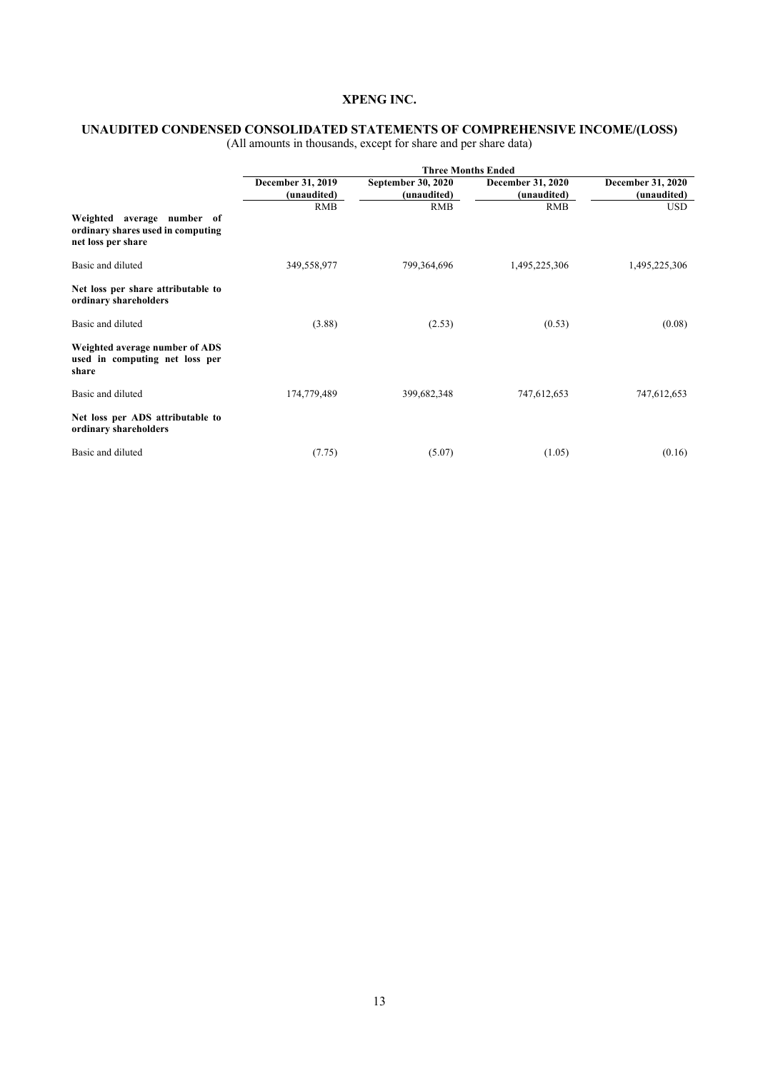# XPENG INC.

## UNAUDITED CONDENSED CONSOLIDATED STATEMENTS OF COMPREHENSIVE INCOME/(LOSS)

(All amounts in thousands, except for share and per share data)

| | Three Months Ended | | | |
|---|---|---|---|---|
| | December 31, 2019 (unaudited) | September 30, 2020 (unaudited) | December 31, 2020 (unaudited) | December 31, 2020 (unaudited) |
| | RMB | RMB | RMB | USD |
| **Weighted average number of ordinary shares used in computing net loss per share** | | | | |
| Basic and diluted | 349,558,977 | 799,364,696 | 1,495,225,306 | 1,495,225,306 |
| **Net loss per share attributable to ordinary shareholders** | | | | |
| Basic and diluted | (3.88) | (2.53) | (0.53) | (0.08) |
| **Weighted average number of ADS used in computing net loss per share** | | | | |
| Basic and diluted | 174,779,489 | 399,682,348 | 747,612,653 | 747,612,653 |
| **Net loss per ADS attributable to ordinary shareholders** | | | | |
| Basic and diluted | (7.75) | (5.07) | (1.05) | (0.16) |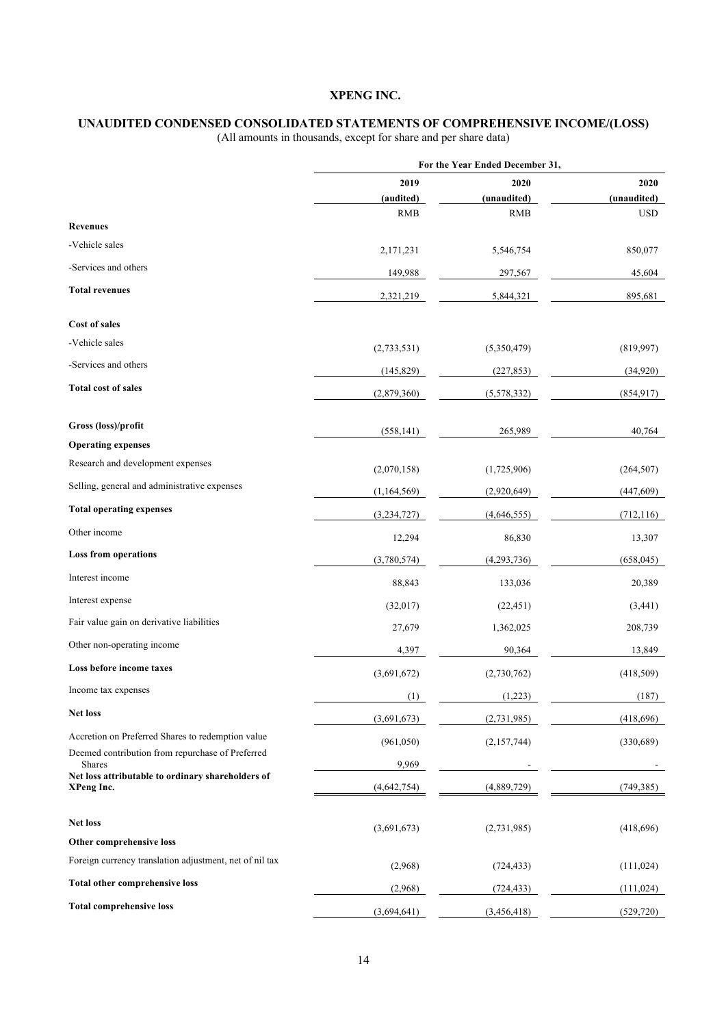# XPENG INC.

## UNAUDITED CONDENSED CONSOLIDATED STATEMENTS OF COMPREHENSIVE INCOME/(LOSS)

(All amounts in thousands, except for share and per share data)

| | For the Year Ended December 31, | | |
|---|---|---|---|
| | 2019 | 2020 | 2020 |
| | (audited) | (unaudited) | (unaudited) |
| | RMB | RMB | USD |
| **Revenues** | | | |
| -Vehicle sales | 2,171,231 | 5,546,754 | 850,077 |
| -Services and others | 149,988 | 297,567 | 45,604 |
| **Total revenues** | 2,321,219 | 5,844,321 | 895,681 |
| **Cost of sales** | | | |
| -Vehicle sales | (2,733,531) | (5,350,479) | (819,997) |
| -Services and others | (145,829) | (227,853) | (34,920) |
| **Total cost of sales** | (2,879,360) | (5,578,332) | (854,917) |
| **Gross (loss)/profit** | (558,141) | 265,989 | 40,764 |
| **Operating expenses** | | | |
| Research and development expenses | (2,070,158) | (1,725,906) | (264,507) |
| Selling, general and administrative expenses | (1,164,569) | (2,920,649) | (447,609) |
| **Total operating expenses** | (3,234,727) | (4,646,555) | (712,116) |
| Other income | 12,294 | 86,830 | 13,307 |
| **Loss from operations** | (3,780,574) | (4,293,736) | (658,045) |
| Interest income | 88,843 | 133,036 | 20,389 |
| Interest expense | (32,017) | (22,451) | (3,441) |
| Fair value gain on derivative liabilities | 27,679 | 1,362,025 | 208,739 |
| Other non-operating income | 4,397 | 90,364 | 13,849 |
| **Loss before income taxes** | (3,691,672) | (2,730,762) | (418,509) |
| Income tax expenses | (1) | (1,223) | (187) |
| **Net loss** | (3,691,673) | (2,731,985) | (418,696) |
| Accretion on Preferred Shares to redemption value | (961,050) | (2,157,744) | (330,689) |
| Deemed contribution from repurchase of Preferred Shares | 9,969 | - | - |
| **Net loss attributable to ordinary shareholders of XPeng Inc.** | (4,642,754) | (4,889,729) | (749,385) |
| **Net loss** | (3,691,673) | (2,731,985) | (418,696) |
| **Other comprehensive loss** | | | |
| Foreign currency translation adjustment, net of nil tax | (2,968) | (724,433) | (111,024) |
| **Total other comprehensive loss** | (2,968) | (724,433) | (111,024) |
| **Total comprehensive loss** | (3,694,641) | (3,456,418) | (529,720) |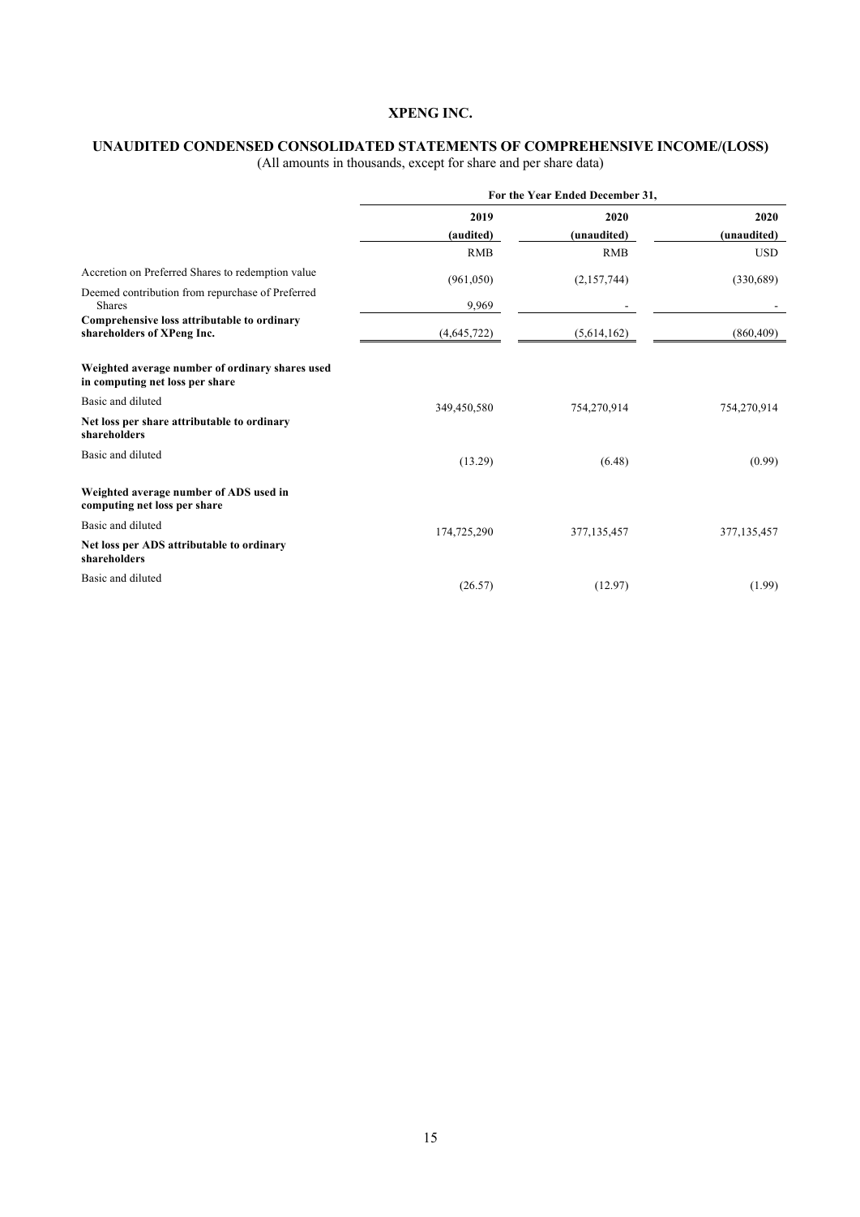# XPENG INC.

## UNAUDITED CONDENSED CONSOLIDATED STATEMENTS OF COMPREHENSIVE INCOME/(LOSS)

(All amounts in thousands, except for share and per share data)

| | For the Year Ended December 31, | | |
|---|---|---|---|
| | 2019 | 2020 | 2020 |
| | (audited) | (unaudited) | (unaudited) |
| | RMB | RMB | USD |
| Accretion on Preferred Shares to redemption value | (961,050) | (2,157,744) | (330,689) |
| Deemed contribution from repurchase of Preferred Shares | 9,969 | - | - |
| **Comprehensive loss attributable to ordinary shareholders of XPeng Inc.** | (4,645,722) | (5,614,162) | (860,409) |
| **Weighted average number of ordinary shares used in computing net loss per share** | | | |
| Basic and diluted | 349,450,580 | 754,270,914 | 754,270,914 |
| **Net loss per share attributable to ordinary shareholders** | | | |
| Basic and diluted | (13.29) | (6.48) | (0.99) |
| **Weighted average number of ADS used in computing net loss per share** | | | |
| Basic and diluted | 174,725,290 | 377,135,457 | 377,135,457 |
| **Net loss per ADS attributable to ordinary shareholders** | | | |
| Basic and diluted | (26.57) | (12.97) | (1.99) |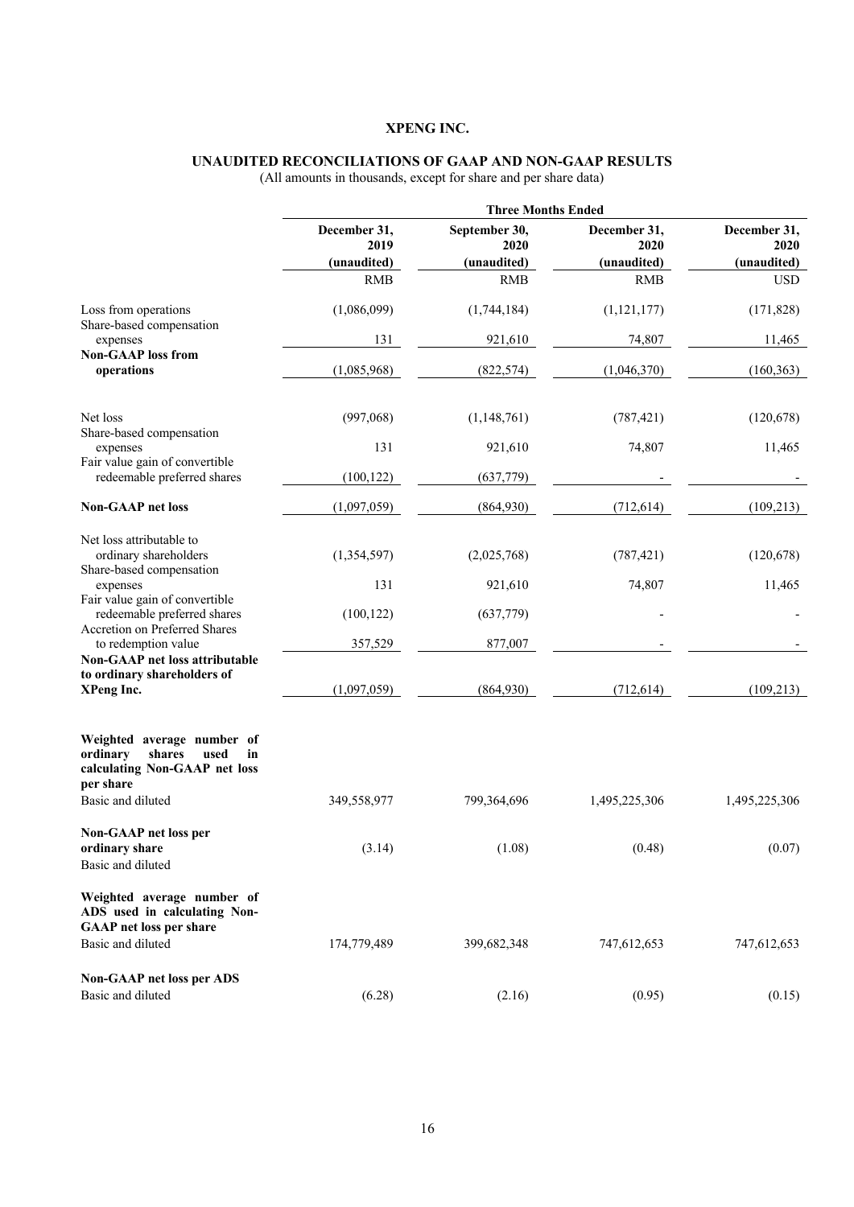# XPENG INC.

## UNAUDITED RECONCILIATIONS OF GAAP AND NON-GAAP RESULTS

(All amounts in thousands, except for share and per share data)

| | Three Months Ended | | | |
|---|---|---|---|---|
| | December 31, 2019 | September 30, 2020 | December 31, 2020 | December 31, 2020 |
| | (unaudited) | (unaudited) | (unaudited) | (unaudited) |
| | RMB | RMB | RMB | USD |
| Loss from operations | (1,086,099) | (1,744,184) | (1,121,177) | (171,828) |
| Share-based compensation expenses | 131 | 921,610 | 74,807 | 11,465 |
| **Non-GAAP loss from operations** | (1,085,968) | (822,574) | (1,046,370) | (160,363) |
| | | | | |
| Net loss | (997,068) | (1,148,761) | (787,421) | (120,678) |
| Share-based compensation expenses | 131 | 921,610 | 74,807 | 11,465 |
| Fair value gain of convertible redeemable preferred shares | (100,122) | (637,779) | - | - |
| **Non-GAAP net loss** | (1,097,059) | (864,930) | (712,614) | (109,213) |
| | | | | |
| Net loss attributable to ordinary shareholders | (1,354,597) | (2,025,768) | (787,421) | (120,678) |
| Share-based compensation expenses | 131 | 921,610 | 74,807 | 11,465 |
| Fair value gain of convertible redeemable preferred shares | (100,122) | (637,779) | - | - |
| Accretion on Preferred Shares to redemption value | 357,529 | 877,007 | - | - |
| **Non-GAAP net loss attributable to ordinary shareholders of XPeng Inc.** | (1,097,059) | (864,930) | (712,614) | (109,213) |
| | | | | |
| **Weighted average number of ordinary shares used in calculating Non-GAAP net loss per share** | | | | |
| Basic and diluted | 349,558,977 | 799,364,696 | 1,495,225,306 | 1,495,225,306 |
| | | | | |
| **Non-GAAP net loss per ordinary share** | | | | |
| Basic and diluted | (3.14) | (1.08) | (0.48) | (0.07) |
| | | | | |
| **Weighted average number of ADS used in calculating Non-GAAP net loss per share** | | | | |
| Basic and diluted | 174,779,489 | 399,682,348 | 747,612,653 | 747,612,653 |
| | | | | |
| **Non-GAAP net loss per ADS** | | | | |
| Basic and diluted | (6.28) | (2.16) | (0.95) | (0.15) |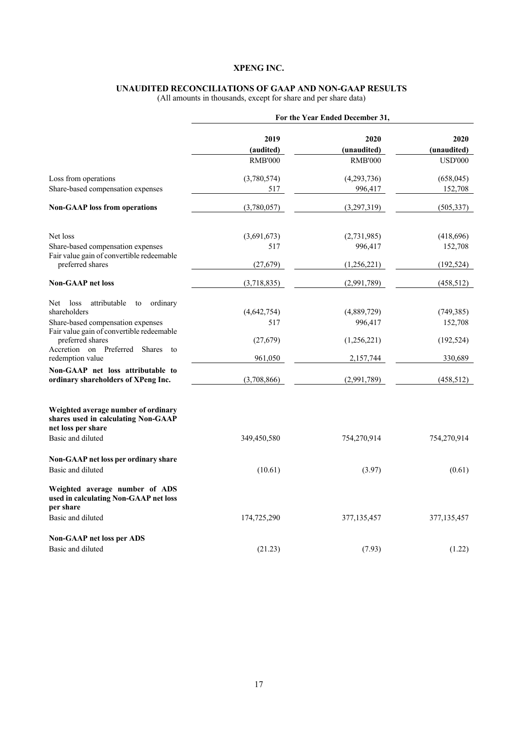# XPENG INC.

## UNAUDITED RECONCILIATIONS OF GAAP AND NON-GAAP RESULTS

(All amounts in thousands, except for share and per share data)

| | For the Year Ended December 31, | | |
|---|---|---|---|
| | 2019 (audited) | 2020 (unaudited) | 2020 (unaudited) |
| | RMB'000 | RMB'000 | USD'000 |
| Loss from operations | (3,780,574) | (4,293,736) | (658,045) |
| Share-based compensation expenses | 517 | 996,417 | 152,708 |
| **Non-GAAP loss from operations** | (3,780,057) | (3,297,319) | (505,337) |
| | | | |
| Net loss | (3,691,673) | (2,731,985) | (418,696) |
| Share-based compensation expenses | 517 | 996,417 | 152,708 |
| Fair value gain of convertible redeemable preferred shares | (27,679) | (1,256,221) | (192,524) |
| **Non-GAAP net loss** | (3,718,835) | (2,991,789) | (458,512) |
| | | | |
| Net loss attributable to ordinary shareholders | (4,642,754) | (4,889,729) | (749,385) |
| Share-based compensation expenses | 517 | 996,417 | 152,708 |
| Fair value gain of convertible redeemable preferred shares | (27,679) | (1,256,221) | (192,524) |
| Accretion on Preferred Shares to redemption value | 961,050 | 2,157,744 | 330,689 |
| **Non-GAAP net loss attributable to ordinary shareholders of XPeng Inc.** | (3,708,866) | (2,991,789) | (458,512) |
| | | | |
| **Weighted average number of ordinary shares used in calculating Non-GAAP net loss per share** | | | |
| Basic and diluted | 349,450,580 | 754,270,914 | 754,270,914 |
| | | | |
| **Non-GAAP net loss per ordinary share** | | | |
| Basic and diluted | (10.61) | (3.97) | (0.61) |
| | | | |
| **Weighted average number of ADS used in calculating Non-GAAP net loss per share** | | | |
| Basic and diluted | 174,725,290 | 377,135,457 | 377,135,457 |
| | | | |
| **Non-GAAP net loss per ADS** | | | |
| Basic and diluted | (21.23) | (7.93) | (1.22) |